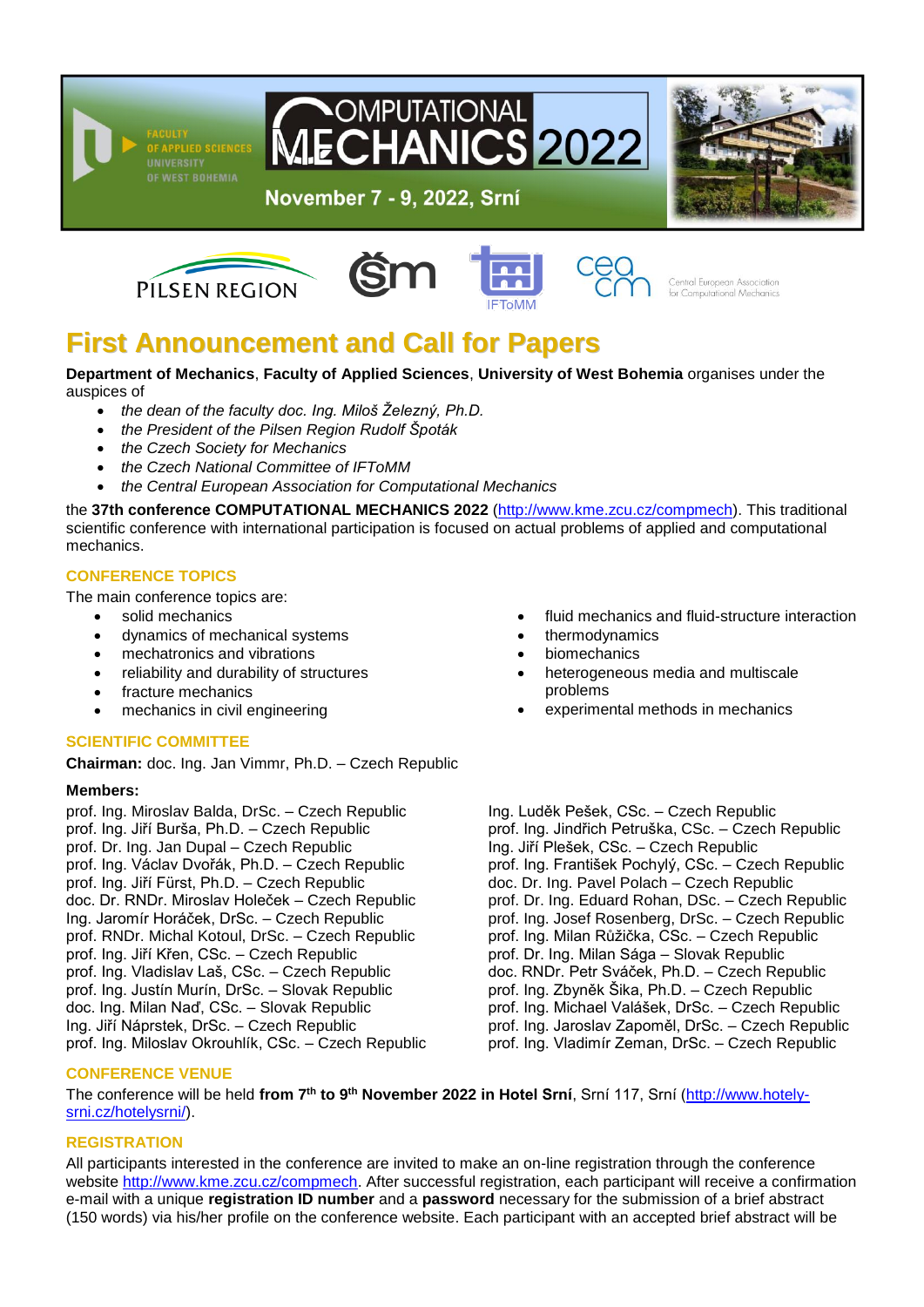FACULTY OF APPLIED SCIENCES UNIVERSITY OF WEST BOHEMIA

COMPUTATIONAL MECHANICS 2022

November 7 - 9, 2022, Srní

PILSEN REGION

IFToMM

Central European Association for Computational Mechanics

# First Announcement and Call for Papers

**Department of Mechanics**, **Faculty of Applied Sciences**, **University of West Bohemia** organises under the auspices of

- *the dean of the faculty doc. Ing. Miloš Železný, Ph.D.*
- *the President of the Pilsen Region Rudolf Špoták*
- *the Czech Society for Mechanics*
- *the Czech National Committee of IFToMM*
- *the Central European Association for Computational Mechanics*

the **37th conference COMPUTATIONAL MECHANICS 2022** (http://www.kme.zcu.cz/compmech). This traditional scientific conference with international participation is focused on actual problems of applied and computational mechanics.

## CONFERENCE TOPICS

The main conference topics are:

- solid mechanics
- dynamics of mechanical systems
- mechatronics and vibrations
- reliability and durability of structures
- fracture mechanics
- mechanics in civil engineering
- fluid mechanics and fluid-structure interaction
- thermodynamics
- biomechanics
- heterogeneous media and multiscale problems
- experimental methods in mechanics

## SCIENTIFIC COMMITTEE

**Chairman:** doc. Ing. Jan Vimmr, Ph.D. – Czech Republic

**Members:**

prof. Ing. Miroslav Balda, DrSc. – Czech Republic
prof. Ing. Jiří Burša, Ph.D. – Czech Republic
prof. Dr. Ing. Jan Dupal – Czech Republic
prof. Ing. Václav Dvořák, Ph.D. – Czech Republic
prof. Ing. Jiří Fürst, Ph.D. – Czech Republic
doc. Dr. RNDr. Miroslav Holeček – Czech Republic
Ing. Jaromír Horáček, DrSc. – Czech Republic
prof. RNDr. Michal Kotoul, DrSc. – Czech Republic
prof. Ing. Jiří Křen, CSc. – Czech Republic
prof. Ing. Vladislav Laš, CSc. – Czech Republic
prof. Ing. Justín Murín, DrSc. – Slovak Republic
doc. Ing. Milan Naď, CSc. – Slovak Republic
Ing. Jiří Náprstek, DrSc. – Czech Republic
prof. Ing. Miloslav Okrouhlík, CSc. – Czech Republic
Ing. Luděk Pešek, CSc. – Czech Republic
prof. Ing. Jindřich Petruška, CSc. – Czech Republic
Ing. Jiří Plešek, CSc. – Czech Republic
prof. Ing. František Pochylý, CSc. – Czech Republic
doc. Dr. Ing. Pavel Polach – Czech Republic
prof. Dr. Ing. Eduard Rohan, DSc. – Czech Republic
prof. Ing. Josef Rosenberg, DrSc. – Czech Republic
prof. Ing. Milan Růžička, CSc. – Czech Republic
prof. Dr. Ing. Milan Sága – Slovak Republic
doc. RNDr. Petr Sváček, Ph.D. – Czech Republic
prof. Ing. Zbyněk Šika, Ph.D. – Czech Republic
prof. Ing. Michael Valášek, DrSc. – Czech Republic
prof. Ing. Jaroslav Zapoměl, DrSc. – Czech Republic
prof. Ing. Vladimír Zeman, DrSc. – Czech Republic

## CONFERENCE VENUE

The conference will be held **from 7th to 9th November 2022 in Hotel Srní**, Srní 117, Srní (http://www.hotely-srni.cz/hotelysrni/).

## REGISTRATION

All participants interested in the conference are invited to make an on-line registration through the conference website http://www.kme.zcu.cz/compmech. After successful registration, each participant will receive a confirmation e-mail with a unique **registration ID number** and a **password** necessary for the submission of a brief abstract (150 words) via his/her profile on the conference website. Each participant with an accepted brief abstract will be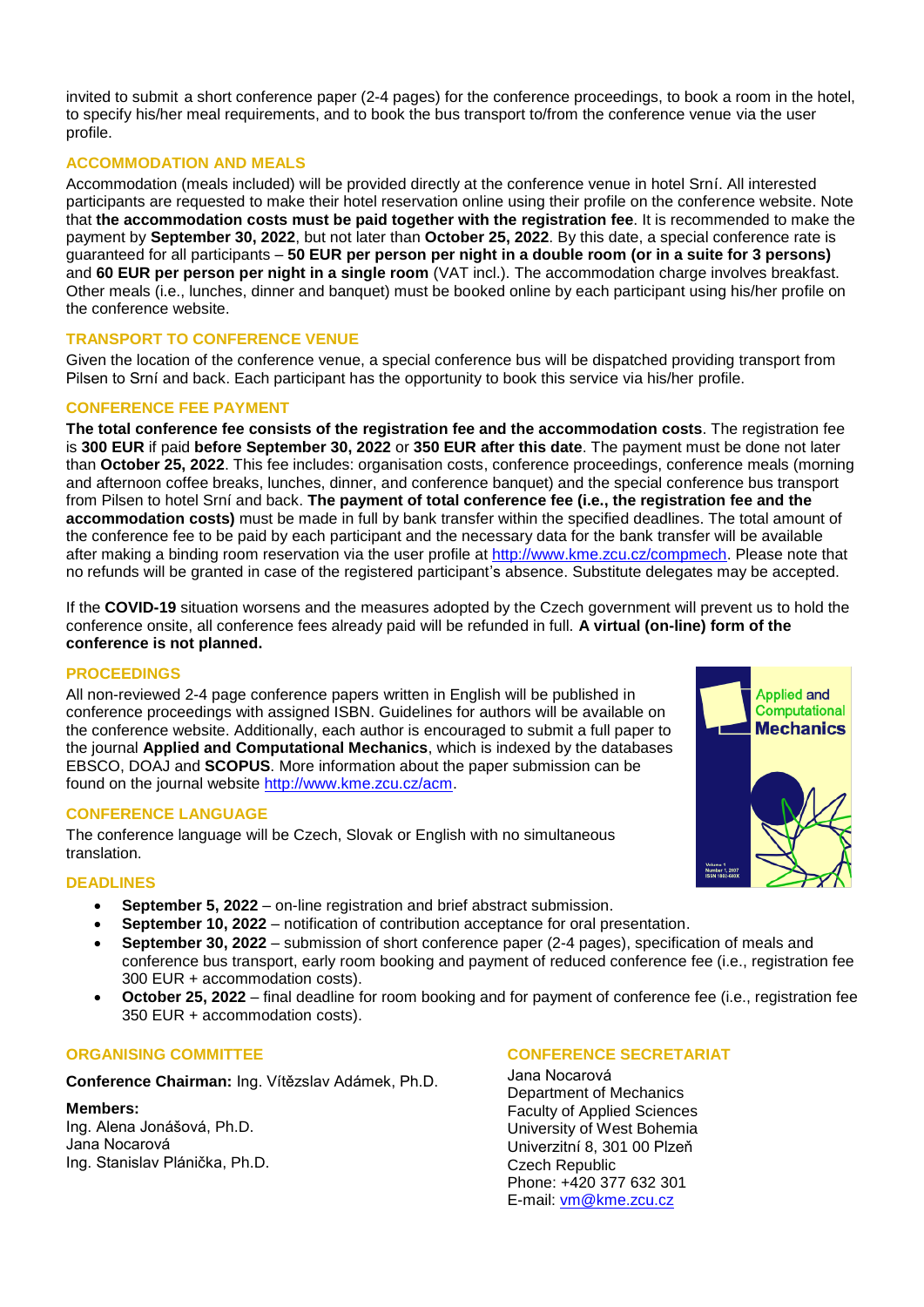invited to submit a short conference paper (2-4 pages) for the conference proceedings, to book a room in the hotel, to specify his/her meal requirements, and to book the bus transport to/from the conference venue via the user profile.

## ACCOMMODATION AND MEALS

Accommodation (meals included) will be provided directly at the conference venue in hotel Srní. All interested participants are requested to make their hotel reservation online using their profile on the conference website. Note that **the accommodation costs must be paid together with the registration fee**. It is recommended to make the payment by **September 30, 2022**, but not later than **October 25, 2022**. By this date, a special conference rate is guaranteed for all participants – **50 EUR per person per night in a double room (or in a suite for 3 persons)** and **60 EUR per person per night in a single room** (VAT incl.). The accommodation charge involves breakfast. Other meals (i.e., lunches, dinner and banquet) must be booked online by each participant using his/her profile on the conference website.

## TRANSPORT TO CONFERENCE VENUE

Given the location of the conference venue, a special conference bus will be dispatched providing transport from Pilsen to Srní and back. Each participant has the opportunity to book this service via his/her profile.

## CONFERENCE FEE PAYMENT

**The total conference fee consists of the registration fee and the accommodation costs**. The registration fee is **300 EUR** if paid **before September 30, 2022** or **350 EUR after this date**. The payment must be done not later than **October 25, 2022**. This fee includes: organisation costs, conference proceedings, conference meals (morning and afternoon coffee breaks, lunches, dinner, and conference banquet) and the special conference bus transport from Pilsen to hotel Srní and back. **The payment of total conference fee (i.e., the registration fee and the accommodation costs)** must be made in full by bank transfer within the specified deadlines. The total amount of the conference fee to be paid by each participant and the necessary data for the bank transfer will be available after making a binding room reservation via the user profile at http://www.kme.zcu.cz/compmech. Please note that no refunds will be granted in case of the registered participant's absence. Substitute delegates may be accepted.

If the **COVID-19** situation worsens and the measures adopted by the Czech government will prevent us to hold the conference onsite, all conference fees already paid will be refunded in full. **A virtual (on-line) form of the conference is not planned.**

## PROCEEDINGS

All non-reviewed 2-4 page conference papers written in English will be published in conference proceedings with assigned ISBN. Guidelines for authors will be available on the conference website. Additionally, each author is encouraged to submit a full paper to the journal **Applied and Computational Mechanics**, which is indexed by the databases EBSCO, DOAJ and **SCOPUS**. More information about the paper submission can be found on the journal website http://www.kme.zcu.cz/acm.

## CONFERENCE LANGUAGE

The conference language will be Czech, Slovak or English with no simultaneous translation.

## DEADLINES

- **September 5, 2022** – on-line registration and brief abstract submission.
- **September 10, 2022** – notification of contribution acceptance for oral presentation.
- **September 30, 2022** – submission of short conference paper (2-4 pages), specification of meals and conference bus transport, early room booking and payment of reduced conference fee (i.e., registration fee 300 EUR + accommodation costs).
- **October 25, 2022** – final deadline for room booking and for payment of conference fee (i.e., registration fee 350 EUR + accommodation costs).

## ORGANISING COMMITTEE

**Conference Chairman:** Ing. Vítězslav Adámek, Ph.D.

**Members:**
Ing. Alena Jonášová, Ph.D.
Jana Nocarová
Ing. Stanislav Plánička, Ph.D.

## CONFERENCE SECRETARIAT

Jana Nocarová
Department of Mechanics
Faculty of Applied Sciences
University of West Bohemia
Univerzitní 8, 301 00 Plzeň
Czech Republic
Phone: +420 377 632 301
E-mail: vm@kme.zcu.cz